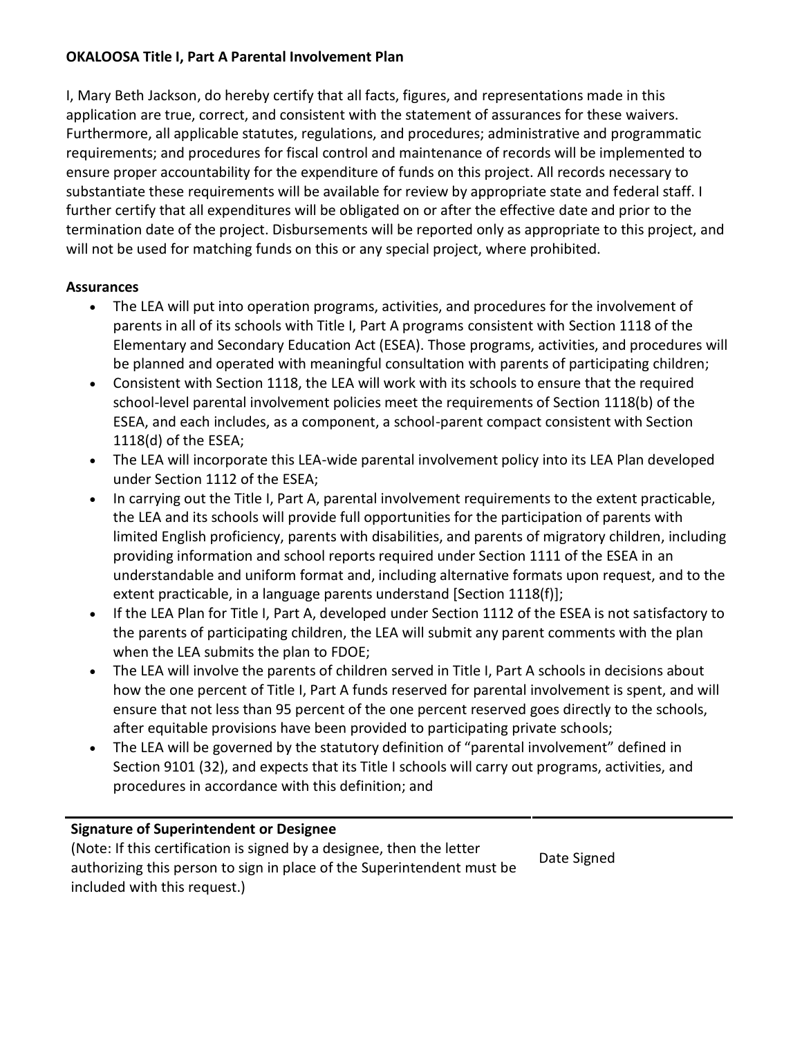**OKALOOSA Title I, Part A Parental Involvement Plan**

I, Mary Beth Jackson, do hereby certify that all facts, figures, and representations made in this application are true, correct, and consistent with the statement of assurances for these waivers. Furthermore, all applicable statutes, regulations, and procedures; administrative and programmatic requirements; and procedures for fiscal control and maintenance of records will be implemented to ensure proper accountability for the expenditure of funds on this project. All records necessary to substantiate these requirements will be available for review by appropriate state and federal staff. I further certify that all expenditures will be obligated on or after the effective date and prior to the termination date of the project. Disbursements will be reported only as appropriate to this project, and will not be used for matching funds on this or any special project, where prohibited.

**Assurances**

- The LEA will put into operation programs, activities, and procedures for the involvement of parents in all of its schools with Title I, Part A programs consistent with Section 1118 of the Elementary and Secondary Education Act (ESEA). Those programs, activities, and procedures will be planned and operated with meaningful consultation with parents of participating children;
- Consistent with Section 1118, the LEA will work with its schools to ensure that the required school-level parental involvement policies meet the requirements of Section 1118(b) of the ESEA, and each includes, as a component, a school-parent compact consistent with Section 1118(d) of the ESEA;
- The LEA will incorporate this LEA-wide parental involvement policy into its LEA Plan developed under Section 1112 of the ESEA;
- In carrying out the Title I, Part A, parental involvement requirements to the extent practicable, the LEA and its schools will provide full opportunities for the participation of parents with limited English proficiency, parents with disabilities, and parents of migratory children, including providing information and school reports required under Section 1111 of the ESEA in an understandable and uniform format and, including alternative formats upon request, and to the extent practicable, in a language parents understand [Section 1118(f)];
- If the LEA Plan for Title I, Part A, developed under Section 1112 of the ESEA is not satisfactory to the parents of participating children, the LEA will submit any parent comments with the plan when the LEA submits the plan to FDOE;
- The LEA will involve the parents of children served in Title I, Part A schools in decisions about how the one percent of Title I, Part A funds reserved for parental involvement is spent, and will ensure that not less than 95 percent of the one percent reserved goes directly to the schools, after equitable provisions have been provided to participating private schools;
- The LEA will be governed by the statutory definition of "parental involvement" defined in Section 9101 (32), and expects that its Title I schools will carry out programs, activities, and procedures in accordance with this definition; and

| **Signature of Superintendent or Designee** (Note: If this certification is signed by a designee, then the letter authorizing this person to sign in place of the Superintendent must be included with this request.) | Date Signed |
| --- | --- |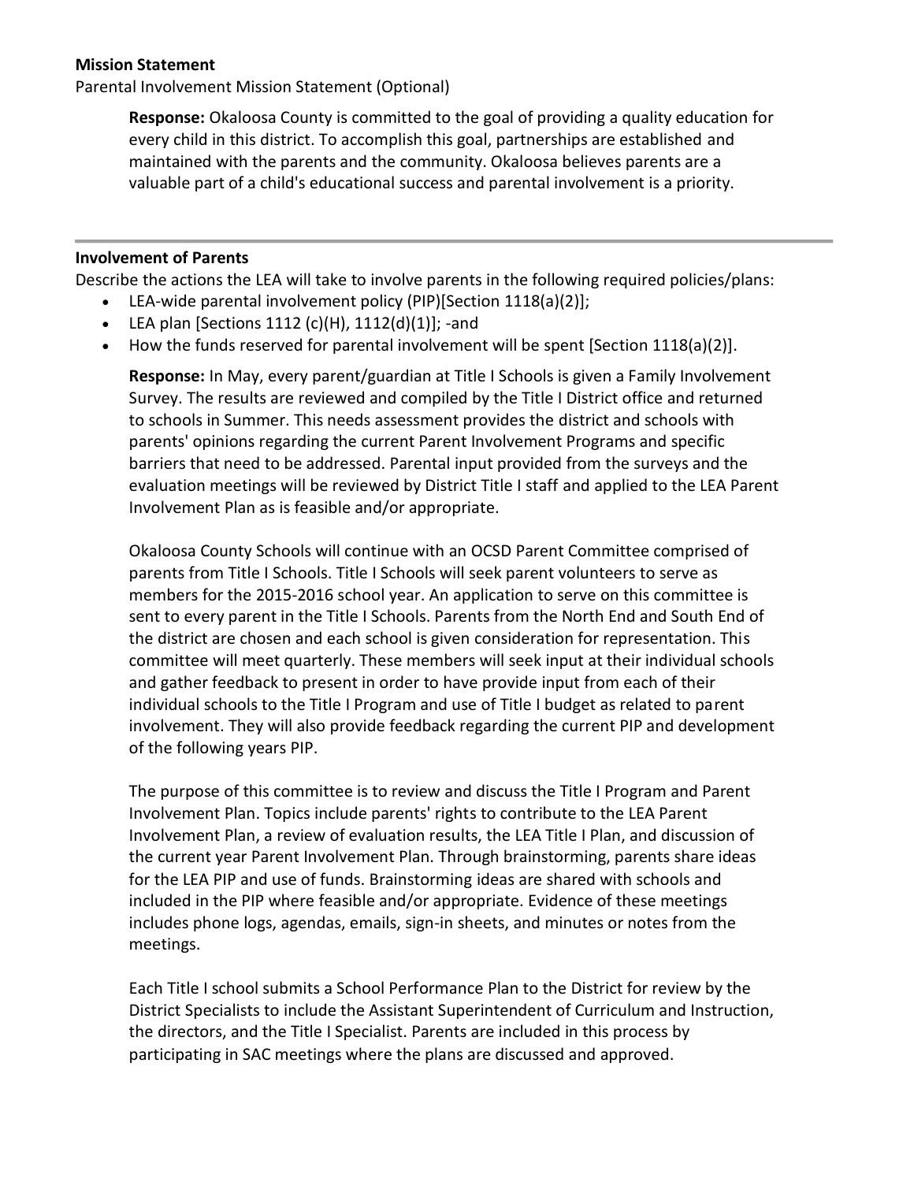**Mission Statement**

Parental Involvement Mission Statement (Optional)

> **Response:** Okaloosa County is committed to the goal of providing a quality education for every child in this district. To accomplish this goal, partnerships are established and maintained with the parents and the community. Okaloosa believes parents are a valuable part of a child's educational success and parental involvement is a priority.

---

**Involvement of Parents**

Describe the actions the LEA will take to involve parents in the following required policies/plans:

- LEA-wide parental involvement policy (PIP)[Section 1118(a)(2)];
- LEA plan [Sections 1112 (c)(H), 1112(d)(1)]; -and
- How the funds reserved for parental involvement will be spent [Section 1118(a)(2)].

> **Response:** In May, every parent/guardian at Title I Schools is given a Family Involvement Survey. The results are reviewed and compiled by the Title I District office and returned to schools in Summer. This needs assessment provides the district and schools with parents' opinions regarding the current Parent Involvement Programs and specific barriers that need to be addressed. Parental input provided from the surveys and the evaluation meetings will be reviewed by District Title I staff and applied to the LEA Parent Involvement Plan as is feasible and/or appropriate.
>
> Okaloosa County Schools will continue with an OCSD Parent Committee comprised of parents from Title I Schools. Title I Schools will seek parent volunteers to serve as members for the 2015-2016 school year. An application to serve on this committee is sent to every parent in the Title I Schools. Parents from the North End and South End of the district are chosen and each school is given consideration for representation. This committee will meet quarterly. These members will seek input at their individual schools and gather feedback to present in order to have provide input from each of their individual schools to the Title I Program and use of Title I budget as related to parent involvement. They will also provide feedback regarding the current PIP and development of the following years PIP.
>
> The purpose of this committee is to review and discuss the Title I Program and Parent Involvement Plan. Topics include parents' rights to contribute to the LEA Parent Involvement Plan, a review of evaluation results, the LEA Title I Plan, and discussion of the current year Parent Involvement Plan. Through brainstorming, parents share ideas for the LEA PIP and use of funds. Brainstorming ideas are shared with schools and included in the PIP where feasible and/or appropriate. Evidence of these meetings includes phone logs, agendas, emails, sign-in sheets, and minutes or notes from the meetings.
>
> Each Title I school submits a School Performance Plan to the District for review by the District Specialists to include the Assistant Superintendent of Curriculum and Instruction, the directors, and the Title I Specialist. Parents are included in this process by participating in SAC meetings where the plans are discussed and approved.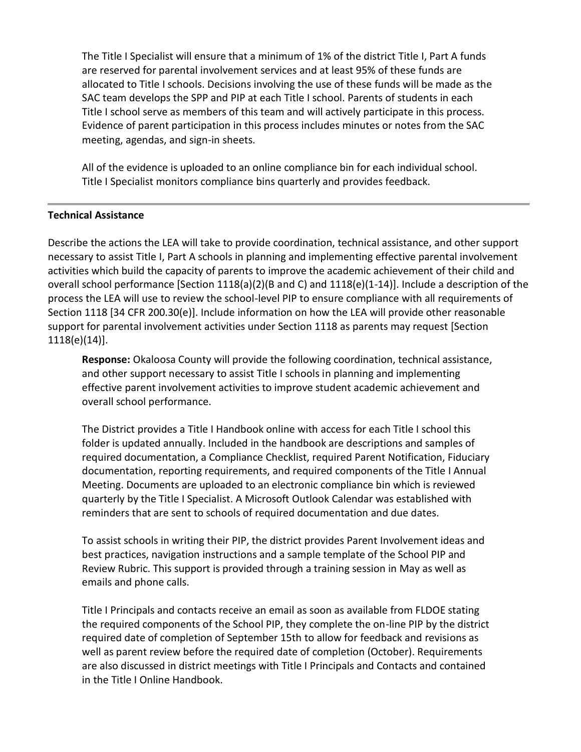The Title I Specialist will ensure that a minimum of 1% of the district Title I, Part A funds are reserved for parental involvement services and at least 95% of these funds are allocated to Title I schools. Decisions involving the use of these funds will be made as the SAC team develops the SPP and PIP at each Title I school. Parents of students in each Title I school serve as members of this team and will actively participate in this process. Evidence of parent participation in this process includes minutes or notes from the SAC meeting, agendas, and sign-in sheets.

All of the evidence is uploaded to an online compliance bin for each individual school. Title I Specialist monitors compliance bins quarterly and provides feedback.

---

**Technical Assistance**

Describe the actions the LEA will take to provide coordination, technical assistance, and other support necessary to assist Title I, Part A schools in planning and implementing effective parental involvement activities which build the capacity of parents to improve the academic achievement of their child and overall school performance [Section 1118(a)(2)(B and C) and 1118(e)(1-14)]. Include a description of the process the LEA will use to review the school-level PIP to ensure compliance with all requirements of Section 1118 [34 CFR 200.30(e)]. Include information on how the LEA will provide other reasonable support for parental involvement activities under Section 1118 as parents may request [Section 1118(e)(14)].

**Response:** Okaloosa County will provide the following coordination, technical assistance, and other support necessary to assist Title I schools in planning and implementing effective parent involvement activities to improve student academic achievement and overall school performance.

The District provides a Title I Handbook online with access for each Title I school this folder is updated annually. Included in the handbook are descriptions and samples of required documentation, a Compliance Checklist, required Parent Notification, Fiduciary documentation, reporting requirements, and required components of the Title I Annual Meeting. Documents are uploaded to an electronic compliance bin which is reviewed quarterly by the Title I Specialist. A Microsoft Outlook Calendar was established with reminders that are sent to schools of required documentation and due dates.

To assist schools in writing their PIP, the district provides Parent Involvement ideas and best practices, navigation instructions and a sample template of the School PIP and Review Rubric. This support is provided through a training session in May as well as emails and phone calls.

Title I Principals and contacts receive an email as soon as available from FLDOE stating the required components of the School PIP, they complete the on-line PIP by the district required date of completion of September 15th to allow for feedback and revisions as well as parent review before the required date of completion (October). Requirements are also discussed in district meetings with Title I Principals and Contacts and contained in the Title I Online Handbook.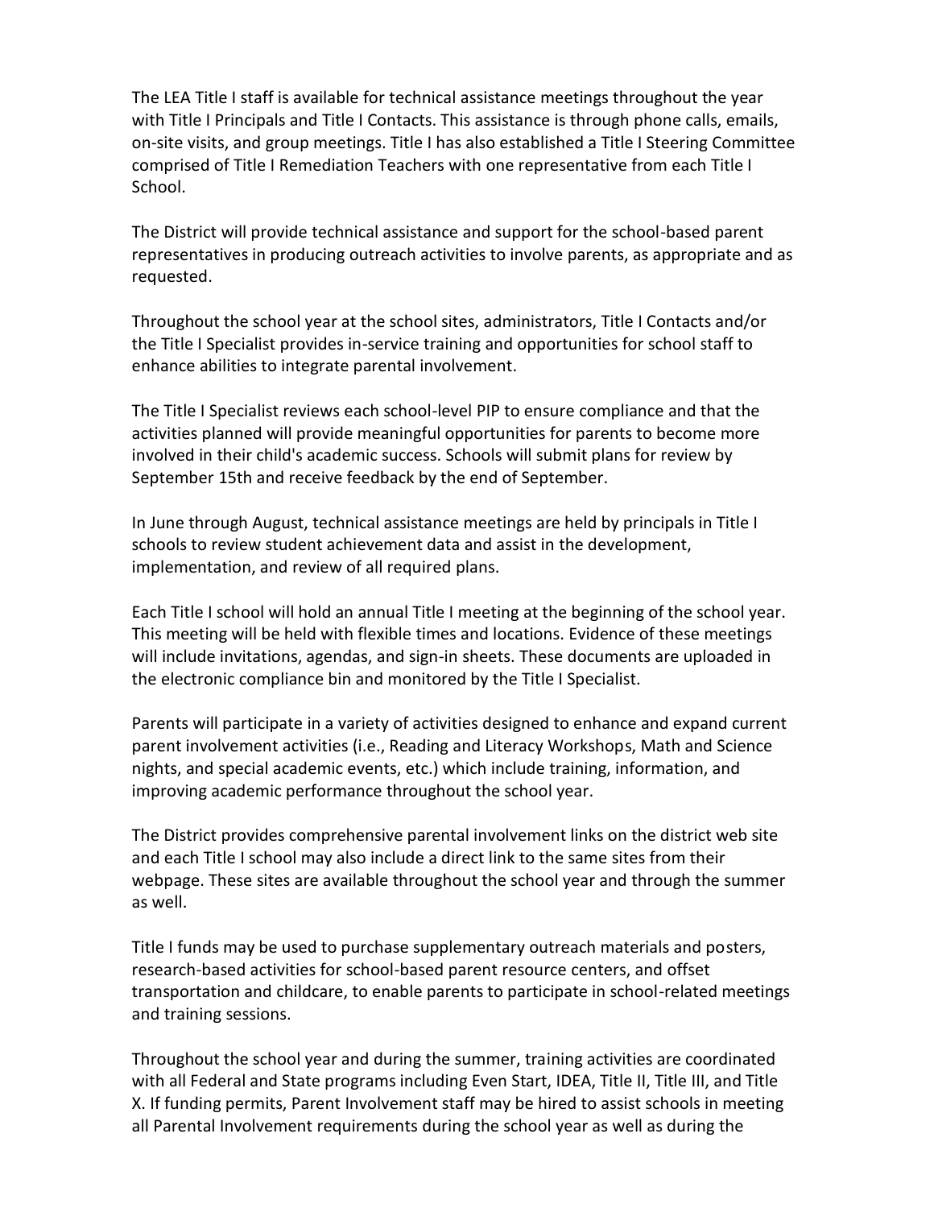The LEA Title I staff is available for technical assistance meetings throughout the year with Title I Principals and Title I Contacts. This assistance is through phone calls, emails, on-site visits, and group meetings. Title I has also established a Title I Steering Committee comprised of Title I Remediation Teachers with one representative from each Title I School.

The District will provide technical assistance and support for the school-based parent representatives in producing outreach activities to involve parents, as appropriate and as requested.

Throughout the school year at the school sites, administrators, Title I Contacts and/or the Title I Specialist provides in-service training and opportunities for school staff to enhance abilities to integrate parental involvement.

The Title I Specialist reviews each school-level PIP to ensure compliance and that the activities planned will provide meaningful opportunities for parents to become more involved in their child's academic success. Schools will submit plans for review by September 15th and receive feedback by the end of September.

In June through August, technical assistance meetings are held by principals in Title I schools to review student achievement data and assist in the development, implementation, and review of all required plans.

Each Title I school will hold an annual Title I meeting at the beginning of the school year. This meeting will be held with flexible times and locations. Evidence of these meetings will include invitations, agendas, and sign-in sheets. These documents are uploaded in the electronic compliance bin and monitored by the Title I Specialist.

Parents will participate in a variety of activities designed to enhance and expand current parent involvement activities (i.e., Reading and Literacy Workshops, Math and Science nights, and special academic events, etc.) which include training, information, and improving academic performance throughout the school year.

The District provides comprehensive parental involvement links on the district web site and each Title I school may also include a direct link to the same sites from their webpage. These sites are available throughout the school year and through the summer as well.

Title I funds may be used to purchase supplementary outreach materials and posters, research-based activities for school-based parent resource centers, and offset transportation and childcare, to enable parents to participate in school-related meetings and training sessions.

Throughout the school year and during the summer, training activities are coordinated with all Federal and State programs including Even Start, IDEA, Title II, Title III, and Title X. If funding permits, Parent Involvement staff may be hired to assist schools in meeting all Parental Involvement requirements during the school year as well as during the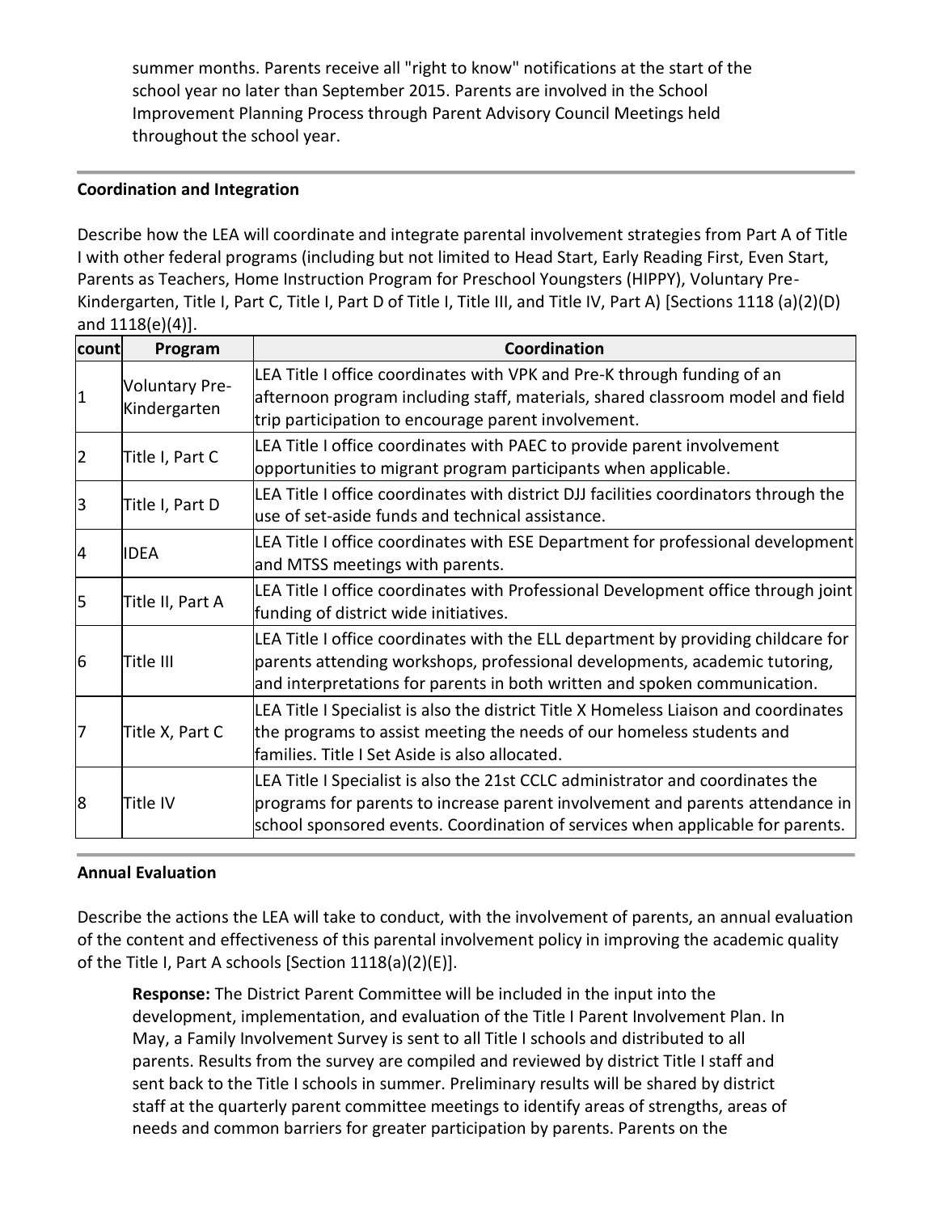summer months. Parents receive all "right to know" notifications at the start of the school year no later than September 2015. Parents are involved in the School Improvement Planning Process through Parent Advisory Council Meetings held throughout the school year.

---

**Coordination and Integration**

Describe how the LEA will coordinate and integrate parental involvement strategies from Part A of Title I with other federal programs (including but not limited to Head Start, Early Reading First, Even Start, Parents as Teachers, Home Instruction Program for Preschool Youngsters (HIPPY), Voluntary Pre-Kindergarten, Title I, Part C, Title I, Part D of Title I, Title III, and Title IV, Part A) [Sections 1118 (a)(2)(D) and 1118(e)(4)].

| count | Program | Coordination |
|---|---|---|
| 1 | Voluntary Pre-Kindergarten | LEA Title I office coordinates with VPK and Pre-K through funding of an afternoon program including staff, materials, shared classroom model and field trip participation to encourage parent involvement. |
| 2 | Title I, Part C | LEA Title I office coordinates with PAEC to provide parent involvement opportunities to migrant program participants when applicable. |
| 3 | Title I, Part D | LEA Title I office coordinates with district DJJ facilities coordinators through the use of set-aside funds and technical assistance. |
| 4 | IDEA | LEA Title I office coordinates with ESE Department for professional development and MTSS meetings with parents. |
| 5 | Title II, Part A | LEA Title I office coordinates with Professional Development office through joint funding of district wide initiatives. |
| 6 | Title III | LEA Title I office coordinates with the ELL department by providing childcare for parents attending workshops, professional developments, academic tutoring, and interpretations for parents in both written and spoken communication. |
| 7 | Title X, Part C | LEA Title I Specialist is also the district Title X Homeless Liaison and coordinates the programs to assist meeting the needs of our homeless students and families. Title I Set Aside is also allocated. |
| 8 | Title IV | LEA Title I Specialist is also the 21st CCLC administrator and coordinates the programs for parents to increase parent involvement and parents attendance in school sponsored events. Coordination of services when applicable for parents. |

---

**Annual Evaluation**

Describe the actions the LEA will take to conduct, with the involvement of parents, an annual evaluation of the content and effectiveness of this parental involvement policy in improving the academic quality of the Title I, Part A schools [Section 1118(a)(2)(E)].

**Response:** The District Parent Committee will be included in the input into the development, implementation, and evaluation of the Title I Parent Involvement Plan. In May, a Family Involvement Survey is sent to all Title I schools and distributed to all parents. Results from the survey are compiled and reviewed by district Title I staff and sent back to the Title I schools in summer. Preliminary results will be shared by district staff at the quarterly parent committee meetings to identify areas of strengths, areas of needs and common barriers for greater participation by parents. Parents on the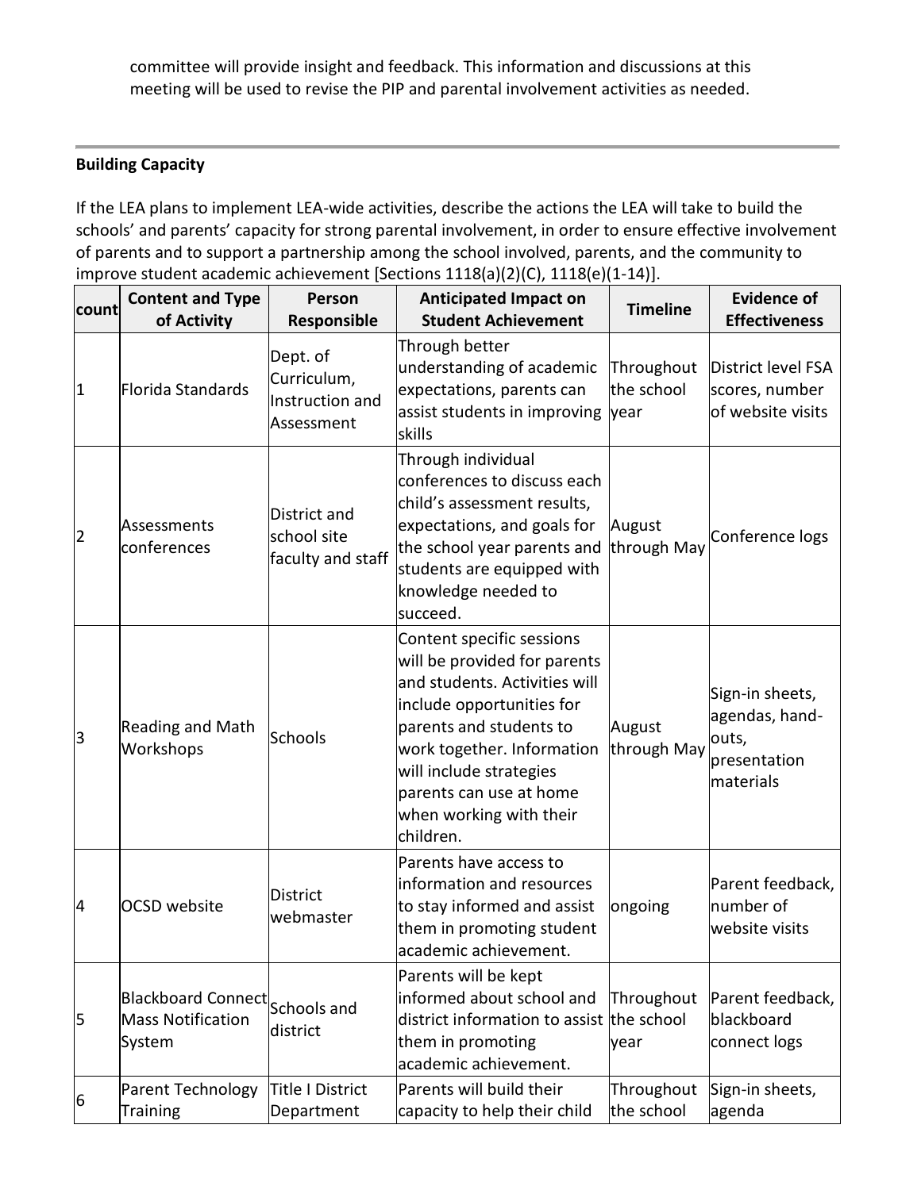committee will provide insight and feedback. This information and discussions at this meeting will be used to revise the PIP and parental involvement activities as needed.

---

**Building Capacity**

If the LEA plans to implement LEA-wide activities, describe the actions the LEA will take to build the schools' and parents' capacity for strong parental involvement, in order to ensure effective involvement of parents and to support a partnership among the school involved, parents, and the community to improve student academic achievement [Sections 1118(a)(2)(C), 1118(e)(1-14)].

| count | Content and Type of Activity | Person Responsible | Anticipated Impact on Student Achievement | Timeline | Evidence of Effectiveness |
|---|---|---|---|---|---|
| 1 | Florida Standards | Dept. of Curriculum, Instruction and Assessment | Through better understanding of academic expectations, parents can assist students in improving skills | Throughout the school year | District level FSA scores, number of website visits |
| 2 | Assessments conferences | District and school site faculty and staff | Through individual conferences to discuss each child's assessment results, expectations, and goals for the school year parents and students are equipped with knowledge needed to succeed. | August through May | Conference logs |
| 3 | Reading and Math Workshops | Schools | Content specific sessions will be provided for parents and students. Activities will include opportunities for parents and students to work together. Information will include strategies parents can use at home when working with their children. | August through May | Sign-in sheets, agendas, hand-outs, presentation materials |
| 4 | OCSD website | District webmaster | Parents have access to information and resources to stay informed and assist them in promoting student academic achievement. | ongoing | Parent feedback, number of website visits |
| 5 | Blackboard Connect Mass Notification System | Schools and district | Parents will be kept informed about school and district information to assist them in promoting academic achievement. | Throughout the school year | Parent feedback, blackboard connect logs |
| 6 | Parent Technology Training | Title I District Department | Parents will build their capacity to help their child | Throughout the school | Sign-in sheets, agenda |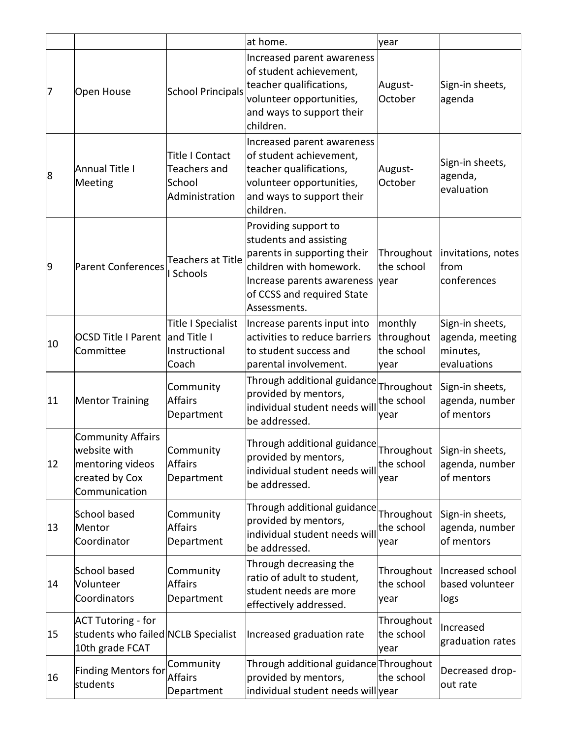| | | | at home. | year | |
|---|---|---|---|---|---|
| 7 | Open House | School Principals | Increased parent awareness of student achievement, teacher qualifications, volunteer opportunities, and ways to support their children. | August-October | Sign-in sheets, agenda |
| 8 | Annual Title I Meeting | Title I Contact Teachers and School Administration | Increased parent awareness of student achievement, teacher qualifications, volunteer opportunities, and ways to support their children. | August-October | Sign-in sheets, agenda, evaluation |
| 9 | Parent Conferences | Teachers at Title I Schools | Providing support to students and assisting parents in supporting their children with homework. Increase parents awareness of CCSS and required State Assessments. | Throughout the school year | invitations, notes from conferences |
| 10 | OCSD Title I Parent Committee | Title I Specialist and Title I Instructional Coach | Increase parents input into activities to reduce barriers to student success and parental involvement. | monthly throughout the school year | Sign-in sheets, agenda, meeting minutes, evaluations |
| 11 | Mentor Training | Community Affairs Department | Through additional guidance provided by mentors, individual student needs will be addressed. | Throughout the school year | Sign-in sheets, agenda, number of mentors |
| 12 | Community Affairs website with mentoring videos created by Cox Communication | Community Affairs Department | Through additional guidance provided by mentors, individual student needs will be addressed. | Throughout the school year | Sign-in sheets, agenda, number of mentors |
| 13 | School based Mentor Coordinator | Community Affairs Department | Through additional guidance provided by mentors, individual student needs will be addressed. | Throughout the school year | Sign-in sheets, agenda, number of mentors |
| 14 | School based Volunteer Coordinators | Community Affairs Department | Through decreasing the ratio of adult to student, student needs are more effectively addressed. | Throughout the school year | Increased school based volunteer logs |
| 15 | ACT Tutoring - for students who failed 10th grade FCAT | NCLB Specialist | Increased graduation rate | Throughout the school year | Increased graduation rates |
| 16 | Finding Mentors for students | Community Affairs Department | Through additional guidance provided by mentors, individual student needs will | Throughout the school year | Decreased drop-out rate |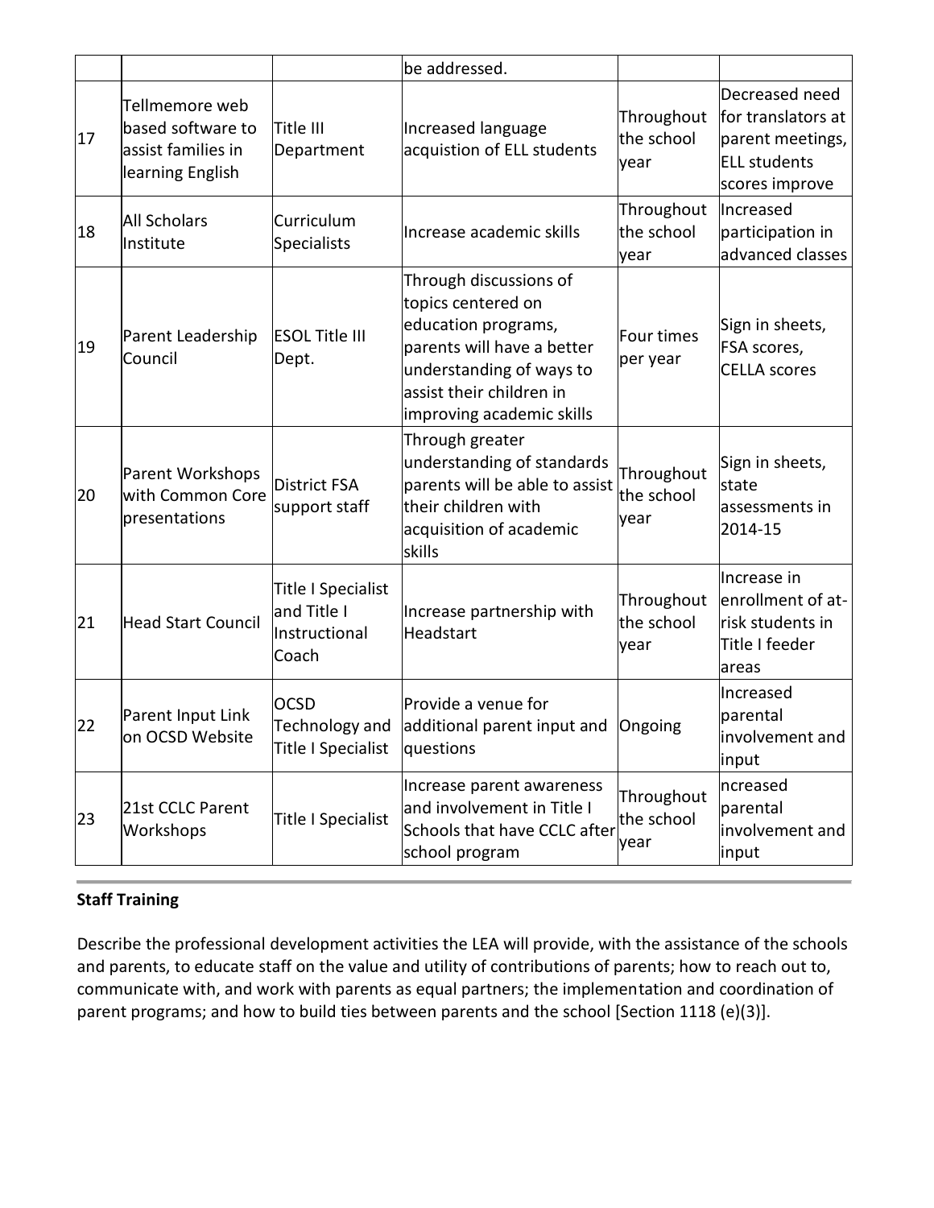| | | | be addressed. | | |
|---|---|---|---|---|---|
| 17 | Tellmemore web based software to assist families in learning English | Title III Department | Increased language acquistion of ELL students | Throughout the school year | Decreased need for translators at parent meetings, ELL students scores improve |
| 18 | All Scholars Institute | Curriculum Specialists | Increase academic skills | Throughout the school year | Increased participation in advanced classes |
| 19 | Parent Leadership Council | ESOL Title III Dept. | Through discussions of topics centered on education programs, parents will have a better understanding of ways to assist their children in improving academic skills | Four times per year | Sign in sheets, FSA scores, CELLA scores |
| 20 | Parent Workshops with Common Core presentations | District FSA support staff | Through greater understanding of standards parents will be able to assist their children with acquisition of academic skills | Throughout the school year | Sign in sheets, state assessments in 2014-15 |
| 21 | Head Start Council | Title I Specialist and Title I Instructional Coach | Increase partnership with Headstart | Throughout the school year | Increase in enrollment of at-risk students in Title I feeder areas |
| 22 | Parent Input Link on OCSD Website | OCSD Technology and Title I Specialist | Provide a venue for additional parent input and questions | Ongoing | Increased parental involvement and input |
| 23 | 21st CCLC Parent Workshops | Title I Specialist | Increase parent awareness and involvement in Title I Schools that have CCLC after school program | Throughout the school year | ncreased parental involvement and input |

**Staff Training**

Describe the professional development activities the LEA will provide, with the assistance of the schools and parents, to educate staff on the value and utility of contributions of parents; how to reach out to, communicate with, and work with parents as equal partners; the implementation and coordination of parent programs; and how to build ties between parents and the school [Section 1118 (e)(3)].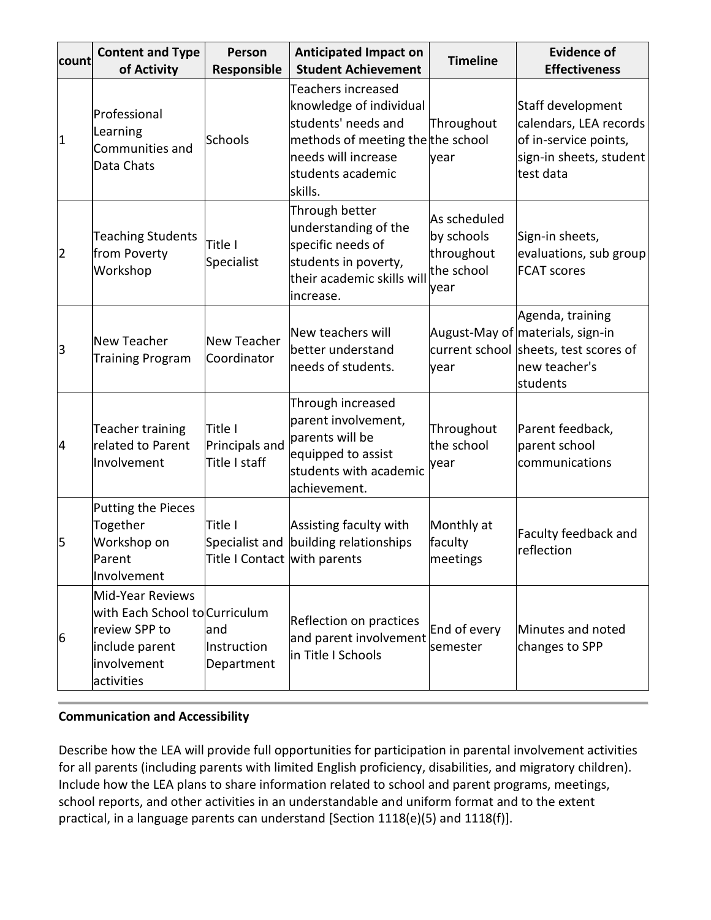| count | Content and Type of Activity | Person Responsible | Anticipated Impact on Student Achievement | Timeline | Evidence of Effectiveness |
| --- | --- | --- | --- | --- | --- |
| 1 | Professional Learning Communities and Data Chats | Schools | Teachers increased knowledge of individual students' needs and methods of meeting the needs will increase students academic skills. | Throughout the school year | Staff development calendars, LEA records of in-service points, sign-in sheets, student test data |
| 2 | Teaching Students from Poverty Workshop | Title I Specialist | Through better understanding of the specific needs of students in poverty, their academic skills will increase. | As scheduled by schools throughout the school year | Sign-in sheets, evaluations, sub group FCAT scores |
| 3 | New Teacher Training Program | New Teacher Coordinator | New teachers will better understand needs of students. | August-May of current school year | Agenda, training materials, sign-in sheets, test scores of new teacher's students |
| 4 | Teacher training related to Parent Involvement | Title I Principals and Title I staff | Through increased parent involvement, parents will be equipped to assist students with academic achievement. | Throughout the school year | Parent feedback, parent school communications |
| 5 | Putting the Pieces Together Workshop on Parent Involvement | Title I Specialist and Title I Contact | Assisting faculty with building relationships with parents | Monthly at faculty meetings | Faculty feedback and reflection |
| 6 | Mid-Year Reviews with Each School to review SPP to include parent involvement activities | Curriculum and Instruction Department | Reflection on practices and parent involvement in Title I Schools | End of every semester | Minutes and noted changes to SPP |

**Communication and Accessibility**

Describe how the LEA will provide full opportunities for participation in parental involvement activities for all parents (including parents with limited English proficiency, disabilities, and migratory children). Include how the LEA plans to share information related to school and parent programs, meetings, school reports, and other activities in an understandable and uniform format and to the extent practical, in a language parents can understand [Section 1118(e)(5) and 1118(f)].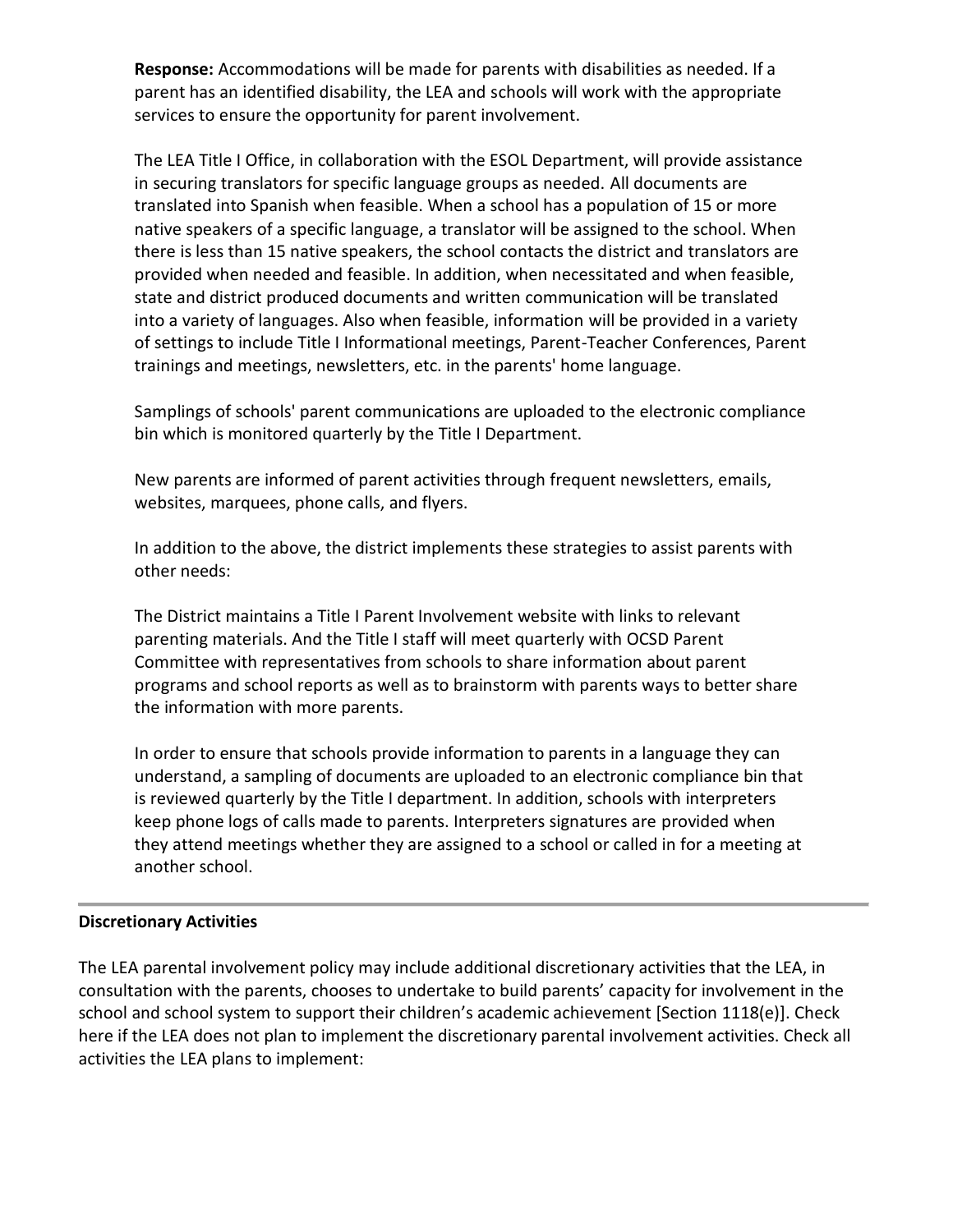**Response:** Accommodations will be made for parents with disabilities as needed. If a parent has an identified disability, the LEA and schools will work with the appropriate services to ensure the opportunity for parent involvement.

The LEA Title I Office, in collaboration with the ESOL Department, will provide assistance in securing translators for specific language groups as needed. All documents are translated into Spanish when feasible. When a school has a population of 15 or more native speakers of a specific language, a translator will be assigned to the school. When there is less than 15 native speakers, the school contacts the district and translators are provided when needed and feasible. In addition, when necessitated and when feasible, state and district produced documents and written communication will be translated into a variety of languages. Also when feasible, information will be provided in a variety of settings to include Title I Informational meetings, Parent-Teacher Conferences, Parent trainings and meetings, newsletters, etc. in the parents' home language.

Samplings of schools' parent communications are uploaded to the electronic compliance bin which is monitored quarterly by the Title I Department.

New parents are informed of parent activities through frequent newsletters, emails, websites, marquees, phone calls, and flyers.

In addition to the above, the district implements these strategies to assist parents with other needs:

The District maintains a Title I Parent Involvement website with links to relevant parenting materials. And the Title I staff will meet quarterly with OCSD Parent Committee with representatives from schools to share information about parent programs and school reports as well as to brainstorm with parents ways to better share the information with more parents.

In order to ensure that schools provide information to parents in a language they can understand, a sampling of documents are uploaded to an electronic compliance bin that is reviewed quarterly by the Title I department. In addition, schools with interpreters keep phone logs of calls made to parents. Interpreters signatures are provided when they attend meetings whether they are assigned to a school or called in for a meeting at another school.

---

**Discretionary Activities**

The LEA parental involvement policy may include additional discretionary activities that the LEA, in consultation with the parents, chooses to undertake to build parents' capacity for involvement in the school and school system to support their children's academic achievement [Section 1118(e)]. Check here if the LEA does not plan to implement the discretionary parental involvement activities. Check all activities the LEA plans to implement: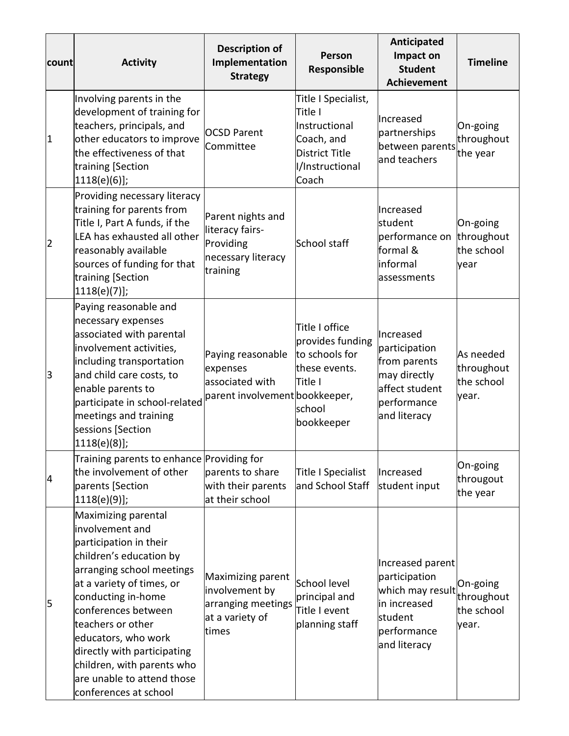| count | Activity | Description of Implementation Strategy | Person Responsible | Anticipated Impact on Student Achievement | Timeline |
|---|---|---|---|---|---|
| 1 | Involving parents in the development of training for teachers, principals, and other educators to improve the effectiveness of that training [Section 1118(e)(6)]; | OCSD Parent Committee | Title I Specialist, Title I Instructional Coach, and District Title I/Instructional Coach | Increased partnerships between parents and teachers | On-going throughout the year |
| 2 | Providing necessary literacy training for parents from Title I, Part A funds, if the LEA has exhausted all other reasonably available sources of funding for that training [Section 1118(e)(7)]; | Parent nights and literacy fairs- Providing necessary literacy training | School staff | Increased student performance on formal & informal assessments | On-going throughout the school year |
| 3 | Paying reasonable and necessary expenses associated with parental involvement activities, including transportation and child care costs, to enable parents to participate in school-related meetings and training sessions [Section 1118(e)(8)]; | Paying reasonable expenses associated with parent involvement | Title I office provides funding to schools for these events. Title I bookkeeper, school bookkeeper | Increased participation from parents may directly affect student performance and literacy | As needed throughout the school year. |
| 4 | Training parents to enhance the involvement of other parents [Section 1118(e)(9)]; | Providing for parents to share with their parents at their school | Title I Specialist and School Staff | Increased student input | On-going througout the year |
| 5 | Maximizing parental involvement and participation in their children's education by arranging school meetings at a variety of times, or conducting in-home conferences between teachers or other educators, who work directly with participating children, with parents who are unable to attend those conferences at school | Maximizing parent involvement by arranging meetings at a variety of times | School level principal and Title I event planning staff | Increased parent participation which may result in increased student performance and literacy | On-going throughout the school year. |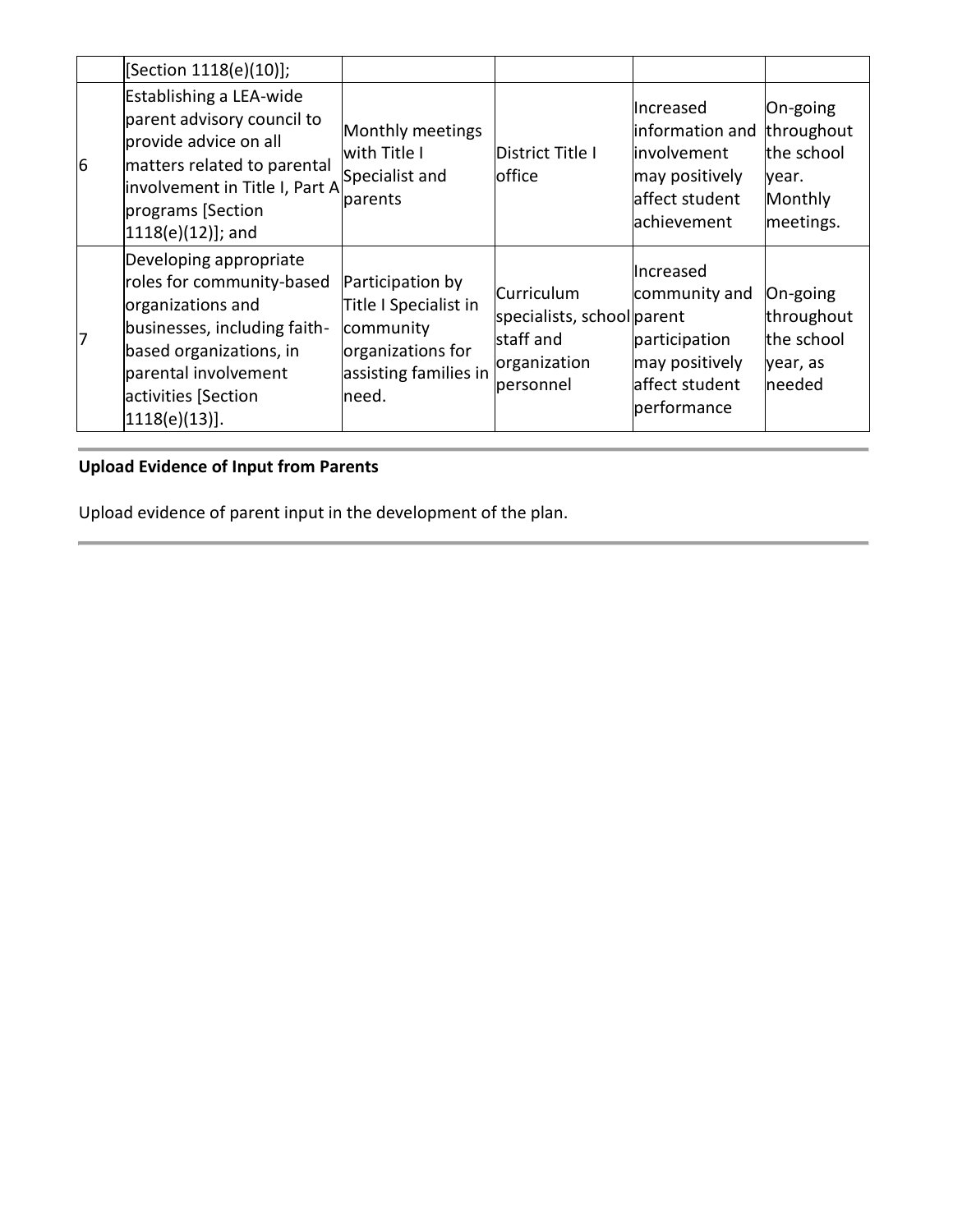| | | | | | |
|---|---|---|---|---|---|
| | [Section 1118(e)(10)]; | | | | |
| 6 | Establishing a LEA-wide parent advisory council to provide advice on all matters related to parental involvement in Title I, Part A programs [Section 1118(e)(12)]; and | Monthly meetings with Title I Specialist and parents | District Title I office | Increased information and involvement may positively affect student achievement | On-going throughout the school year. Monthly meetings. |
| 7 | Developing appropriate roles for community-based organizations and businesses, including faith-based organizations, in parental involvement activities [Section 1118(e)(13)]. | Participation by Title I Specialist in community organizations for assisting families in need. | Curriculum specialists, school staff and organization personnel | Increased community and parent participation may positively affect student performance | On-going throughout the school year, as needed |

**Upload Evidence of Input from Parents**

Upload evidence of parent input in the development of the plan.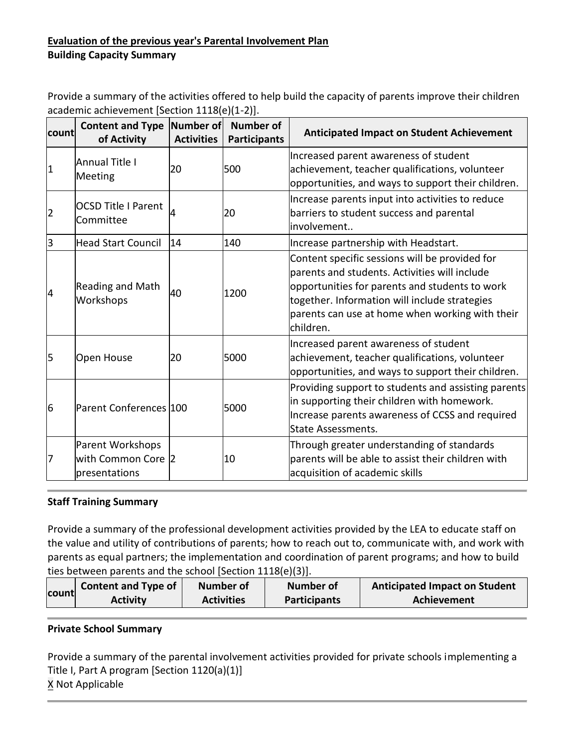**Evaluation of the previous year's Parental Involvement Plan**

**Building Capacity Summary**

Provide a summary of the activities offered to help build the capacity of parents improve their children academic achievement [Section 1118(e)(1-2)].

| count | Content and Type of Activity | Number of Activities | Number of Participants | Anticipated Impact on Student Achievement |
|---|---|---|---|---|
| 1 | Annual Title I Meeting | 20 | 500 | Increased parent awareness of student achievement, teacher qualifications, volunteer opportunities, and ways to support their children. |
| 2 | OCSD Title I Parent Committee | 4 | 20 | Increase parents input into activities to reduce barriers to student success and parental involvement.. |
| 3 | Head Start Council | 14 | 140 | Increase partnership with Headstart. |
| 4 | Reading and Math Workshops | 40 | 1200 | Content specific sessions will be provided for parents and students. Activities will include opportunities for parents and students to work together. Information will include strategies parents can use at home when working with their children. |
| 5 | Open House | 20 | 5000 | Increased parent awareness of student achievement, teacher qualifications, volunteer opportunities, and ways to support their children. |
| 6 | Parent Conferences | 100 | 5000 | Providing support to students and assisting parents in supporting their children with homework. Increase parents awareness of CCSS and required State Assessments. |
| 7 | Parent Workshops with Common Core presentations | 2 | 10 | Through greater understanding of standards parents will be able to assist their children with acquisition of academic skills |

**Staff Training Summary**

Provide a summary of the professional development activities provided by the LEA to educate staff on the value and utility of contributions of parents; how to reach out to, communicate with, and work with parents as equal partners; the implementation and coordination of parent programs; and how to build ties between parents and the school [Section 1118(e)(3)].

| count | Content and Type of Activity | Number of Activities | Number of Participants | Anticipated Impact on Student Achievement |
|---|---|---|---|---|

**Private School Summary**

Provide a summary of the parental involvement activities provided for private schools implementing a Title I, Part A program [Section 1120(a)(1)]

X Not Applicable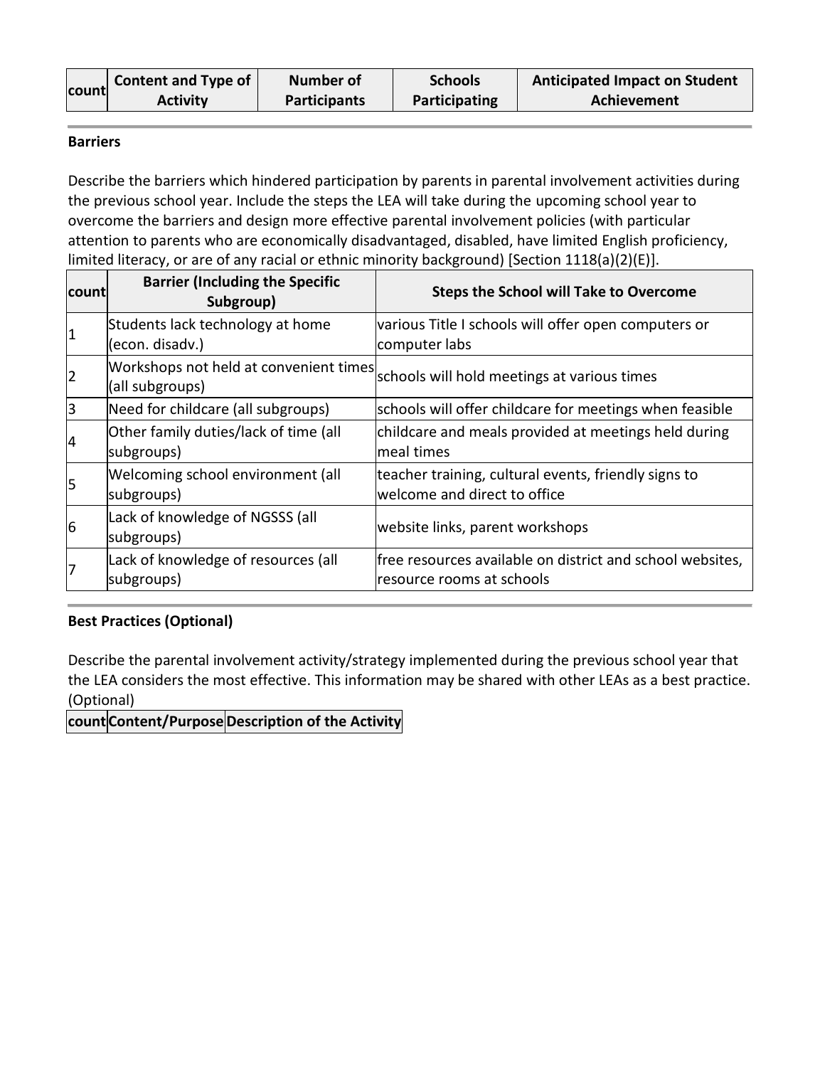| count | Content and Type of Activity | Number of Participants | Schools Participating | Anticipated Impact on Student Achievement |
|---|---|---|---|---|

### Barriers

Describe the barriers which hindered participation by parents in parental involvement activities during the previous school year. Include the steps the LEA will take during the upcoming school year to overcome the barriers and design more effective parental involvement policies (with particular attention to parents who are economically disadvantaged, disabled, have limited English proficiency, limited literacy, or are of any racial or ethnic minority background) [Section 1118(a)(2)(E)].

| count | Barrier (Including the Specific Subgroup) | Steps the School will Take to Overcome |
|---|---|---|
| 1 | Students lack technology at home (econ. disadv.) | various Title I schools will offer open computers or computer labs |
| 2 | Workshops not held at convenient times (all subgroups) | schools will hold meetings at various times |
| 3 | Need for childcare (all subgroups) | schools will offer childcare for meetings when feasible |
| 4 | Other family duties/lack of time (all subgroups) | childcare and meals provided at meetings held during meal times |
| 5 | Welcoming school environment (all subgroups) | teacher training, cultural events, friendly signs to welcome and direct to office |
| 6 | Lack of knowledge of NGSSS (all subgroups) | website links, parent workshops |
| 7 | Lack of knowledge of resources (all subgroups) | free resources available on district and school websites, resource rooms at schools |

### Best Practices (Optional)

Describe the parental involvement activity/strategy implemented during the previous school year that the LEA considers the most effective. This information may be shared with other LEAs as a best practice. (Optional)

| count | Content/Purpose | Description of the Activity |
|---|---|---|